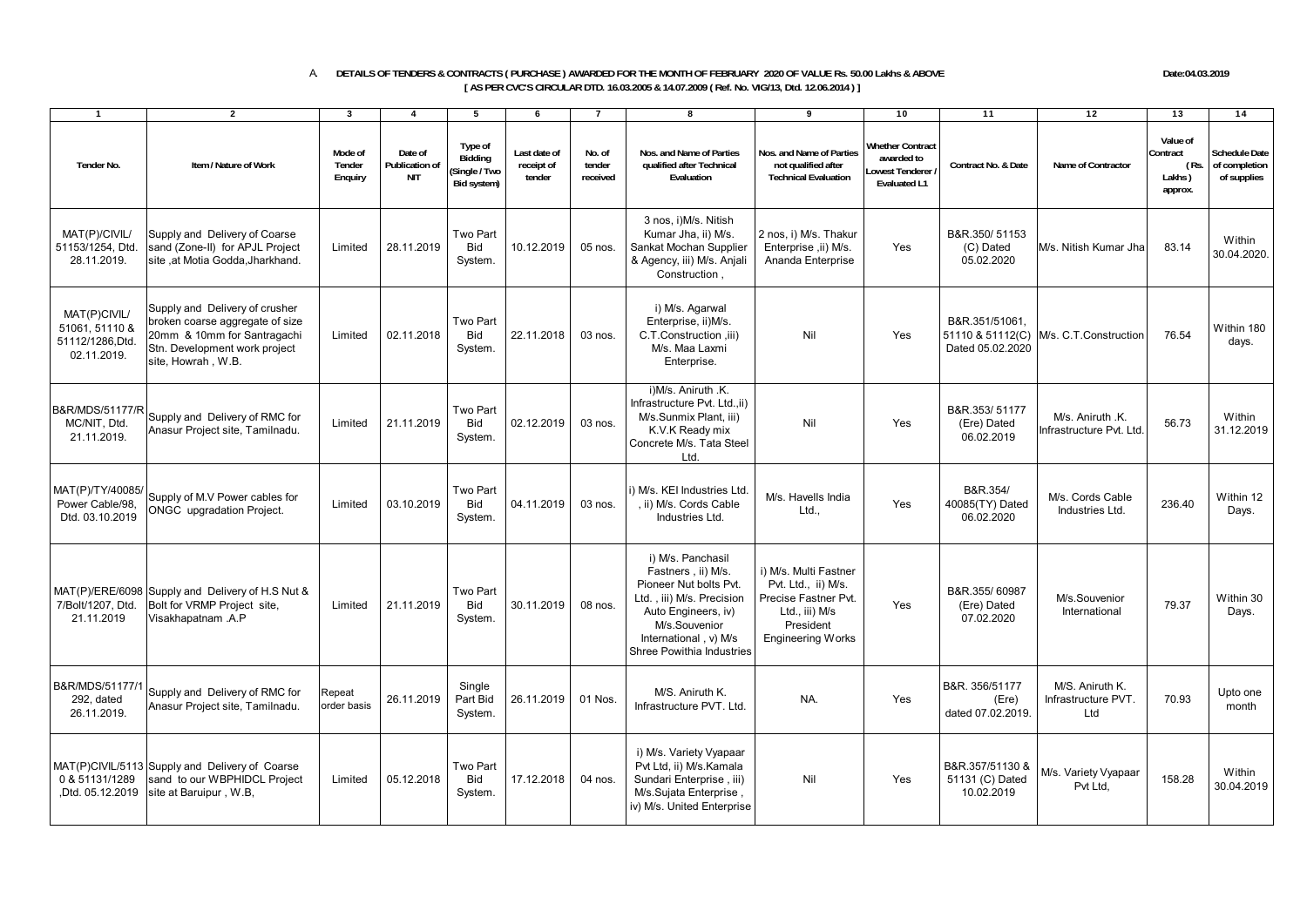A. **DETAILS OF TENDERS & CONTRACTS ( PURCHASE ) AWARDED FOR THE MONTH OF FEBRUARY 2020 OF VALUE Rs. 50.00 Lakhs & ABOVE**

**[ AS PER CVC'S CIRCULAR DTD. 16.03.2005 & 14.07.2009 ( Ref. No. VIG/13, Dtd. 12.06.2014 ) ]**

Date:04.03.2019

| 1 | 2 | 3 | 4 | 5 | 6 | 7 | 8 | 9 | 10 | 11 | 12 | 13 | 14 |
|---|---|---|---|---|---|---|---|---|---|---|---|---|---|
| Tender No. | Item / Nature of Work | Mode of Tender Enquiry | Date of Publication of NIT | Type of Bidding (Single / Two Bid system) | Last date of receipt of tender | No. of tender received | Nos. and Name of Parties qualified after Technical Evaluation | Nos. and Name of Parties not qualified after Technical Evaluation | Whether Contract awarded to Lowest Tenderer / Evaluated L1 | Contract No. & Date | Name of Contractor | Value of Contract (Rs. Lakhs) approx. | Schedule Date of completion of supplies |
| MAT(P)/CIVIL/ 51153/1254, Dtd. 28.11.2019. | Supply and Delivery of Coarse sand (Zone-II) for APJL Project site ,at Motia Godda,Jharkhand. | Limited | 28.11.2019 | Two Part Bid System. | 10.12.2019 | 05 nos. | 3 nos, i)M/s. Nitish Kumar Jha, ii) M/s. Sankat Mochan Supplier & Agency, iii) M/s. Anjali Construction , | 2 nos, i) M/s. Thakur Enterprise ,ii) M/s. Ananda Enterprise | Yes | B&R.350/ 51153 (C) Dated 05.02.2020 | M/s. Nitish Kumar Jha | 83.14 | Within 30.04.2020. |
| MAT(P)CIVIL/ 51061, 51110 & 51112/1286,Dtd. 02.11.2019. | Supply and Delivery of crusher broken coarse aggregate of size 20mm & 10mm for Santragachi Stn. Development work project site, Howrah , W.B. | Limited | 02.11.2018 | Two Part Bid System. | 22.11.2018 | 03 nos. | i) M/s. Agarwal Enterprise, ii)M/s. C.T.Construction ,iii) M/s. Maa Laxmi Enterprise. | Nil | Yes | B&R.351/51061, 51110 & 51112(C) Dated 05.02.2020 | M/s. C.T.Construction | 76.54 | Within 180 days. |
| B&R/MDS/51177/R MC/NIT, Dtd. 21.11.2019. | Supply and Delivery of RMC for Anasur Project site, Tamilnadu. | Limited | 21.11.2019 | Two Part Bid System. | 02.12.2019 | 03 nos. | i)M/s. Aniruth .K. Infrastructure Pvt. Ltd.,ii) M/s.Sunmix Plant, iii) K.V.K Ready mix Concrete M/s. Tata Steel Ltd. | Nil | Yes | B&R.353/ 51177 (Ere) Dated 06.02.2019 | M/s. Aniruth .K. Infrastructure Pvt. Ltd. | 56.73 | Within 31.12.2019 |
| MAT(P)/TY/40085/ Power Cable/98, Dtd. 03.10.2019 | Supply of M.V Power cables for ONGC upgradation Project. | Limited | 03.10.2019 | Two Part Bid System. | 04.11.2019 | 03 nos. | i) M/s. KEI Industries Ltd. , ii) M/s. Cords Cable Industries Ltd. | M/s. Havells India Ltd., | Yes | B&R.354/ 40085(TY) Dated 06.02.2020 | M/s. Cords Cable Industries Ltd. | 236.40 | Within 12 Days. |
| MAT(P)/ERE/6098 7/Bolt/1207, Dtd. 21.11.2019 | Supply and Delivery of H.S Nut & Bolt for VRMP Project site, Visakhapatnam .A.P | Limited | 21.11.2019 | Two Part Bid System. | 30.11.2019 | 08 nos. | i) M/s. Panchasil Fastners , ii) M/s. Pioneer Nut bolts Pvt. Ltd. , iii) M/s. Precision Auto Engineers, iv) M/s.Souvenior International , v) M/s Shree Powithia Industries | i) M/s. Multi Fastner Pvt. Ltd., ii) M/s. Precise Fastner Pvt. Ltd., iii) M/s President Engineering Works | Yes | B&R.355/ 60987 (Ere) Dated 07.02.2020 | M/s.Souvenior International | 79.37 | Within 30 Days. |
| B&R/MDS/51177/1 292, dated 26.11.2019. | Supply and Delivery of RMC for Anasur Project site, Tamilnadu. | Repeat order basis | 26.11.2019 | Single Part Bid System. | 26.11.2019 | 01 Nos. | M/S. Aniruth K. Infrastructure PVT. Ltd. | NA. | Yes | B&R. 356/51177 (Ere) dated 07.02.2019. | M/S. Aniruth K. Infrastructure PVT. Ltd | 70.93 | Upto one month |
| MAT(P)CIVIL/5113 0 & 51131/1289 ,Dtd. 05.12.2019 | Supply and Delivery of Coarse sand to our WBPHIDCL Project site at Baruipur , W.B, | Limited | 05.12.2018 | Two Part Bid System. | 17.12.2018 | 04 nos. | i) M/s. Variety Vyapaar Pvt Ltd, ii) M/s.Kamala Sundari Enterprise , iii) M/s.Sujata Enterprise , iv) M/s. United Enterprise | Nil | Yes | B&R.357/51130 & 51131 (C) Dated 10.02.2019 | M/s. Variety Vyapaar Pvt Ltd, | 158.28 | Within 30.04.2019 |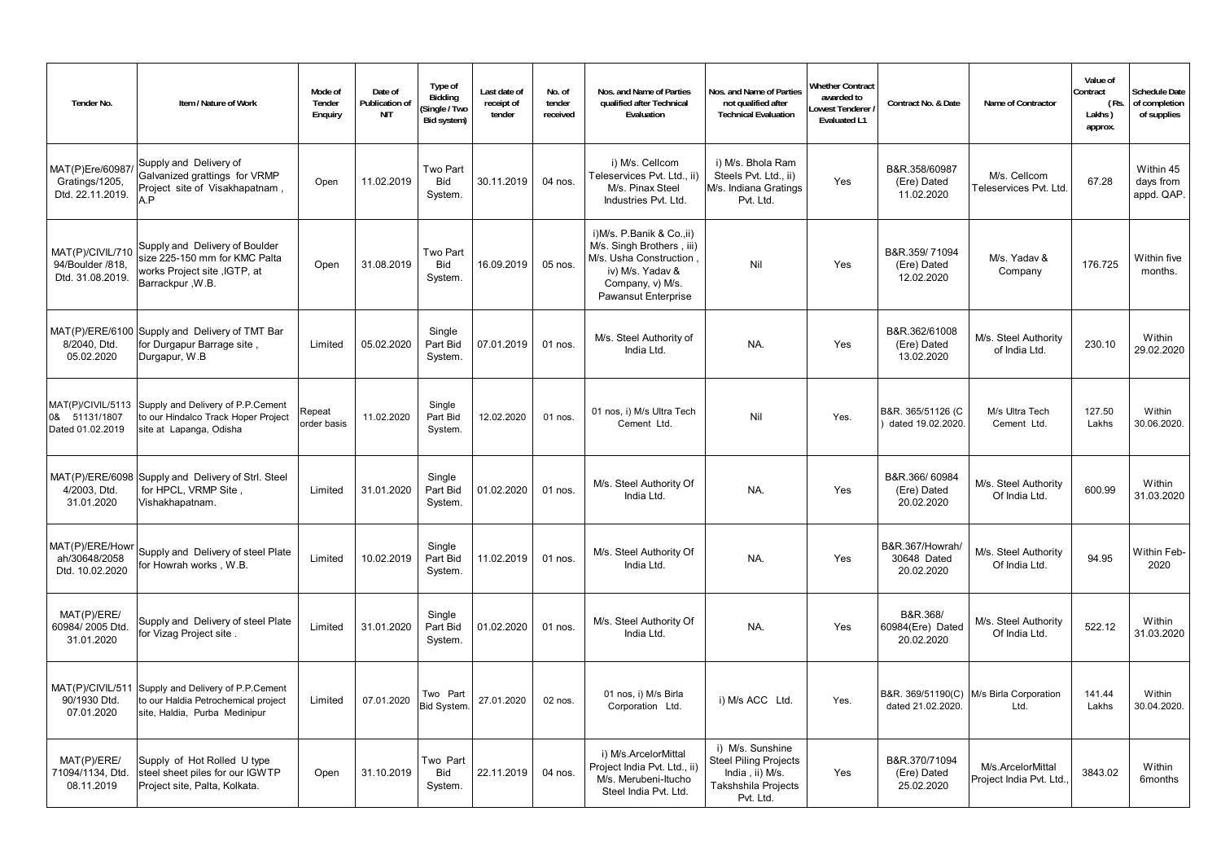| Tender No. | Item / Nature of Work | Mode of Tender Enquiry | Date of Publication of NIT | Type of Bidding (Single / Two Bid system) | Last date of receipt of tender | No. of tender received | Nos. and Name of Parties qualified after Technical Evaluation | Nos. and Name of Parties not qualified after Technical Evaluation | Whether Contract awarded to Lowest Tenderer / Evaluated L1 | Contract No. & Date | Name of Contractor | Value of Contract (Rs. Lakhs) approx. | Schedule Date of completion of supplies |
|---|---|---|---|---|---|---|---|---|---|---|---|---|---|
| MAT(P)Ere/60987/ Gratings/1205, Dtd. 22.11.2019. | Supply and Delivery of Galvanized grattings for VRMP Project site of Visakhapatnam , A.P | Open | 11.02.2019 | Two Part Bid System. | 30.11.2019 | 04 nos. | i) M/s. Cellcom Teleservices Pvt. Ltd., ii) M/s. Pinax Steel Industries Pvt. Ltd. | i) M/s. Bhola Ram Steels Pvt. Ltd., ii) M/s. Indiana Gratings Pvt. Ltd. | Yes | B&R.358/60987 (Ere) Dated 11.02.2020 | M/s. Cellcom Teleservices Pvt. Ltd. | 67.28 | Within 45 days from appd. QAP. |
| MAT(P)/CIVIL/71094/Boulder /818, Dtd. 31.08.2019. | Supply and Delivery of Boulder size 225-150 mm for KMC Palta works Project site ,IGTP, at Barrackpur ,W.B. | Open | 31.08.2019 | Two Part Bid System. | 16.09.2019 | 05 nos. | i)M/s. P.Banik & Co.,ii) M/s. Singh Brothers , iii) M/s. Usha Construction , iv) M/s. Yadav & Company, v) M/s. Pawansut Enterprise | Nil | Yes | B&R.359/ 71094 (Ere) Dated 12.02.2020 | M/s. Yadav & Company | 176.725 | Within five months. |
| MAT(P)/ERE/61008/2040, Dtd. 05.02.2020 | Supply and Delivery of TMT Bar for Durgapur Barrage site , Durgapur, W.B | Limited | 05.02.2020 | Single Part Bid System. | 07.01.2019 | 01 nos. | M/s. Steel Authority of India Ltd. | NA. | Yes | B&R.362/61008 (Ere) Dated 13.02.2020 | M/s. Steel Authority of India Ltd. | 230.10 | Within 29.02.2020 |
| MAT(P)/CIVIL/51130& 51131/1807 Dated 01.02.2019 | Supply and Delivery of P.P.Cement to our Hindalco Track Hoper Project site at Lapanga, Odisha | Repeat order basis | 11.02.2020 | Single Part Bid System. | 12.02.2020 | 01 nos. | 01 nos, i) M/s Ultra Tech Cement Ltd. | Nil | Yes. | B&R. 365/51126 (C) dated 19.02.2020. | M/s Ultra Tech Cement Ltd. | 127.50 Lakhs | Within 30.06.2020. |
| MAT(P)/ERE/60984/2003, Dtd. 31.01.2020 | Supply and Delivery of Strl. Steel for HPCL, VRMP Site , Vishakhapatnam. | Limited | 31.01.2020 | Single Part Bid System. | 01.02.2020 | 01 nos. | M/s. Steel Authority Of India Ltd. | NA. | Yes | B&R.366/ 60984 (Ere) Dated 20.02.2020 | M/s. Steel Authority Of India Ltd. | 600.99 | Within 31.03.2020 |
| MAT(P)/ERE/Howrah/30648/2058 Dtd. 10.02.2020 | Supply and Delivery of steel Plate for Howrah works , W.B. | Limited | 10.02.2019 | Single Part Bid System. | 11.02.2019 | 01 nos. | M/s. Steel Authority Of India Ltd. | NA. | Yes | B&R.367/Howrah/ 30648 Dated 20.02.2020 | M/s. Steel Authority Of India Ltd. | 94.95 | Within Feb-2020 |
| MAT(P)/ERE/ 60984/ 2005 Dtd. 31.01.2020 | Supply and Delivery of steel Plate for Vizag Project site . | Limited | 31.01.2020 | Single Part Bid System. | 01.02.2020 | 01 nos. | M/s. Steel Authority Of India Ltd. | NA. | Yes | B&R.368/ 60984(Ere) Dated 20.02.2020 | M/s. Steel Authority Of India Ltd. | 522.12 | Within 31.03.2020 |
| MAT(P)/CIVIL/51190/1930 Dtd. 07.01.2020 | Supply and Delivery of P.P.Cement to our Haldia Petrochemical project site, Haldia, Purba Medinipur | Limited | 07.01.2020 | Two Part Bid System. | 27.01.2020 | 02 nos. | 01 nos, i) M/s Birla Corporation Ltd. | i) M/s ACC Ltd. | Yes. | B&R. 369/51190(C) dated 21.02.2020. | M/s Birla Corporation Ltd. | 141.44 Lakhs | Within 30.04.2020. |
| MAT(P)/ERE/ 71094/1134, Dtd. 08.11.2019 | Supply of Hot Rolled U type steel sheet piles for our IGWTP Project site, Palta, Kolkata. | Open | 31.10.2019 | Two Part Bid System. | 22.11.2019 | 04 nos. | i) M/s.ArcelorMittal Project India Pvt. Ltd., ii) M/s. Merubeni-Itucho Steel India Pvt. Ltd. | i) M/s. Sunshine Steel Piling Projects India , ii) M/s. Takshshila Projects Pvt. Ltd. | Yes | B&R.370/71094 (Ere) Dated 25.02.2020 | M/s.ArcelorMittal Project India Pvt. Ltd., | 3843.02 | Within 6months |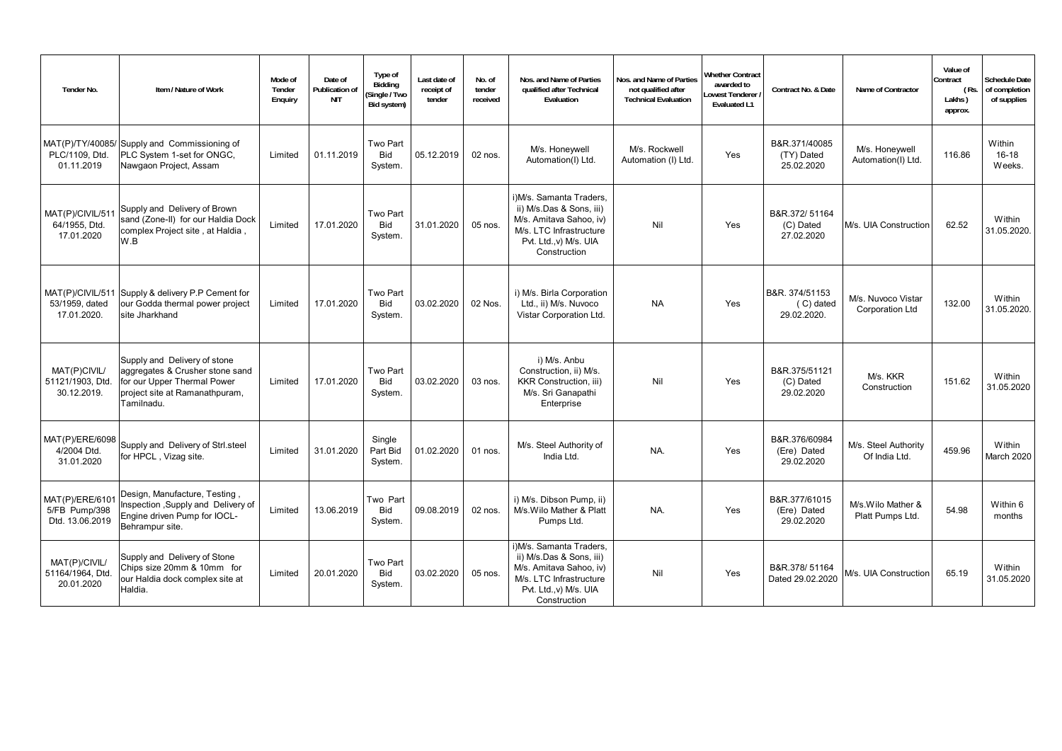| Tender No. | Item / Nature of Work | Mode of Tender Enquiry | Date of Publication of NIT | Type of Bidding (Single / Two Bid system) | Last date of receipt of tender | No. of tender received | Nos. and Name of Parties qualified after Technical Evaluation | Nos. and Name of Parties not qualified after Technical Evaluation | Whether Contract awarded to Lowest Tenderer / Evaluated L1 | Contract No. & Date | Name of Contractor | Value of Contract (Rs. Lakhs) approx. | Schedule Date of completion of supplies |
|---|---|---|---|---|---|---|---|---|---|---|---|---|---|
| MAT(P)/TY/40085/ PLC/1109, Dtd. 01.11.2019 | Supply and Commissioning of PLC System 1-set for ONGC, Nawgaon Project, Assam | Limited | 01.11.2019 | Two Part Bid System. | 05.12.2019 | 02 nos. | M/s. Honeywell Automation(I) Ltd. | M/s. Rockwell Automation (I) Ltd. | Yes | B&R.371/40085 (TY) Dated 25.02.2020 | M/s. Honeywell Automation(I) Ltd. | 116.86 | Within 16-18 Weeks. |
| MAT(P)/CIVIL/51164/1955, Dtd. 17.01.2020 | Supply and Delivery of Brown sand (Zone-II) for our Haldia Dock complex Project site , at Haldia , W.B | Limited | 17.01.2020 | Two Part Bid System. | 31.01.2020 | 05 nos. | i)M/s. Samanta Traders, ii) M/s.Das & Sons, iii) M/s. Amitava Sahoo, iv) M/s. LTC Infrastructure Pvt. Ltd.,v) M/s. UIA Construction | Nil | Yes | B&R.372/ 51164 (C) Dated 27.02.2020 | M/s. UIA Construction | 62.52 | Within 31.05.2020. |
| MAT(P)/CIVIL/51153/1959, dated 17.01.2020. | Supply & delivery P.P Cement for our Godda thermal power project site Jharkhand | Limited | 17.01.2020 | Two Part Bid System. | 03.02.2020 | 02 Nos. | i) M/s. Birla Corporation Ltd., ii) M/s. Nuvoco Vistar Corporation Ltd. | NA | Yes | B&R. 374/51153 ( C) dated 29.02.2020. | M/s. Nuvoco Vistar Corporation Ltd | 132.00 | Within 31.05.2020. |
| MAT(P)CIVIL/ 51121/1903, Dtd. 30.12.2019. | Supply and Delivery of stone aggregates & Crusher stone sand for our Upper Thermal Power project site at Ramanathpuram, Tamilnadu. | Limited | 17.01.2020 | Two Part Bid System. | 03.02.2020 | 03 nos. | i) M/s. Anbu Construction, ii) M/s. KKR Construction, iii) M/s. Sri Ganapathi Enterprise | Nil | Yes | B&R.375/51121 (C) Dated 29.02.2020 | M/s. KKR Construction | 151.62 | Within 31.05.2020 |
| MAT(P)/ERE/60984/2004 Dtd. 31.01.2020 | Supply and Delivery of Strl.steel for HPCL , Vizag site. | Limited | 31.01.2020 | Single Part Bid System. | 01.02.2020 | 01 nos. | M/s. Steel Authority of India Ltd. | NA. | Yes | B&R.376/60984 (Ere) Dated 29.02.2020 | M/s. Steel Authority Of India Ltd. | 459.96 | Within March 2020 |
| MAT(P)/ERE/61015/FB Pump/398 Dtd. 13.06.2019 | Design, Manufacture, Testing , Inspection ,Supply and Delivery of Engine driven Pump for IOCL-Behrampur site. | Limited | 13.06.2019 | Two Part Bid System. | 09.08.2019 | 02 nos. | i) M/s. Dibson Pump, ii) M/s.Wilo Mather & Platt Pumps Ltd. | NA. | Yes | B&R.377/61015 (Ere) Dated 29.02.2020 | M/s.Wilo Mather & Platt Pumps Ltd. | 54.98 | Within 6 months |
| MAT(P)/CIVIL/ 51164/1964, Dtd. 20.01.2020 | Supply and Delivery of Stone Chips size 20mm & 10mm for our Haldia dock complex site at Haldia. | Limited | 20.01.2020 | Two Part Bid System. | 03.02.2020 | 05 nos. | i)M/s. Samanta Traders, ii) M/s.Das & Sons, iii) M/s. Amitava Sahoo, iv) M/s. LTC Infrastructure Pvt. Ltd.,v) M/s. UIA Construction | Nil | Yes | B&R.378/ 51164 Dated 29.02.2020 | M/s. UIA Construction | 65.19 | Within 31.05.2020 |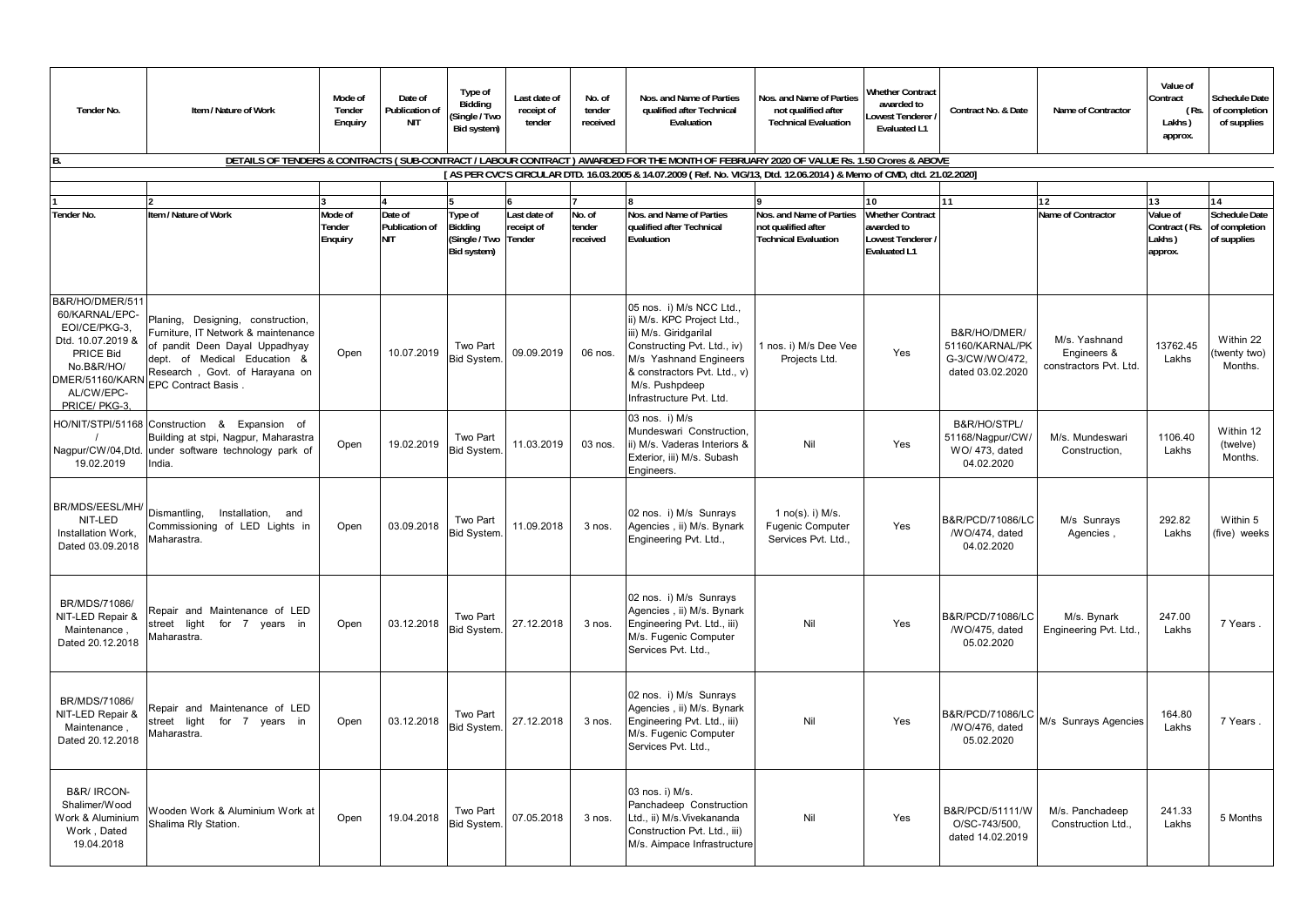| Tender No. | Item / Nature of Work | Mode of Tender Enquiry | Date of Publication of NIT | Type of Bidding (Single / Two Bid system) | Last date of receipt of tender | No. of tender received | Nos. and Name of Parties qualified after Technical Evaluation | Nos. and Name of Parties not qualified after Technical Evaluation | Whether Contract awarded to Lowest Tenderer / Evaluated L1 | Contract No. & Date | Name of Contractor | Value of Contract (Rs. Lakhs) approx. | Schedule Date of completion of supplies |
|---|---|---|---|---|---|---|---|---|---|---|---|---|---|
| **B.** | **DETAILS OF TENDERS & CONTRACTS ( SUB-CONTRACT / LABOUR CONTRACT ) AWARDED FOR THE MONTH OF FEBRUARY 2020 OF VALUE Rs. 1.50 Crores & ABOVE** | | | | | | | | | | | | |
| | **[ AS PER CVC'S CIRCULAR DTD. 16.03.2005 & 14.07.2009 ( Ref. No. VIG/13, Dtd. 12.06.2014 ) & Memo of CMD, dtd. 21.02.2020]** | | | | | | | | | | | | |
| 1 | 2 | 3 | 4 | 5 | 6 | 7 | 8 | 9 | 10 | 11 | 12 | 13 | 14 |
| Tender No. | Item / Nature of Work | Mode of Tender Enquiry | Date of Publication of NIT | Type of Bidding (Single / Two Bid system) | Last date of receipt of Tender | No. of tender received | Nos. and Name of Parties qualified after Technical Evaluation | Nos. and Name of Parties not qualified after Technical Evaluation | Whether Contract awarded to Lowest Tenderer / Evaluated L1 | | Name of Contractor | Value of Contract (Rs. Lakhs) approx. | Schedule Date of completion of supplies |
| B&R/HO/DMER/51160/KARNAL/EPC-EOI/CE/PKG-3, Dtd. 10.07.2019 & PRICE Bid No.B&R/HO/DMER/51160/KARNAL/CW/EPC-PRICE/ PKG-3, | Planing, Designing, construction, Furniture, IT Network & maintenance of pandit Deen Dayal Uppadhyay dept. of Medical Education & Research , Govt. of Harayana on EPC Contract Basis . | Open | 10.07.2019 | Two Part Bid System. | 09.09.2019 | 06 nos. | 05 nos. i) M/s NCC Ltd., ii) M/s. KPC Project Ltd., iii) M/s. Giridgarilal Constructing Pvt. Ltd., iv) M/s Yashnand Engineers & constructors Pvt. Ltd., v) M/s. Pushpdeep Infrastructure Pvt. Ltd | 1 nos. i) M/s Dee Vee Projects Ltd. | Yes | B&R/HO/DMER/51160/KARNAL/PKG-3/CW/WO/472, dated 03.02.2020 | M/s. Yashnand Engineers & constractors Pvt. Ltd. | 13762.45 Lakhs | Within 22 (twenty two) Months. |
| HO/NIT/STPI/51168/Nagpur/CW/04,Dtd. 19.02.2019 | Construction & Expansion of Building at stpi, Nagpur, Maharastra under software technology park of India. | Open | 19.02.2019 | Two Part Bid System. | 11.03.2019 | 03 nos. | 03 nos. i) M/s Mundeswari Construction, ii) M/s. Vaderas Interiors & Exterior, iii) M/s. Subash Engineers. | Nil | Yes | B&R/HO/STPL/51168/Nagpur/CW/WO/ 473, dated 04.02.2020 | M/s. Mundeswari Construction, | 1106.40 Lakhs | Within 12 (twelve) Months. |
| BR/MDS/EESL/MH/NIT-LED Installation Work, Dated 03.09.2018 | Dismantling, Installation, and Commissioning of LED Lights in Maharastra. | Open | 03.09.2018 | Two Part Bid System. | 11.09.2018 | 3 nos. | 02 nos. i) M/s Sunrays Agencies , ii) M/s. Bynark Engineering Pvt. Ltd., | 1 no(s). i) M/s. Fugenic Computer Services Pvt. Ltd., | Yes | B&R/PCD/71086/LC/WO/474, dated 04.02.2020 | M/s Sunrays Agencies , | 292.82 Lakhs | Within 5 (five) weeks |
| BR/MDS/71086/NIT-LED Repair & Maintenance , Dated 20.12.2018 | Repair and Maintenance of LED street light for 7 years in Maharastra. | Open | 03.12.2018 | Two Part Bid System. | 27.12.2018 | 3 nos. | 02 nos. i) M/s Sunrays Agencies , ii) M/s. Bynark Engineering Pvt. Ltd., iii) M/s. Fugenic Computer Services Pvt. Ltd., | Nil | Yes | B&R/PCD/71086/LC/WO/475, dated 05.02.2020 | M/s. Bynark Engineering Pvt. Ltd., | 247.00 Lakhs | 7 Years . |
| BR/MDS/71086/NIT-LED Repair & Maintenance , Dated 20.12.2018 | Repair and Maintenance of LED street light for 7 years in Maharastra. | Open | 03.12.2018 | Two Part Bid System. | 27.12.2018 | 3 nos. | 02 nos. i) M/s Sunrays Agencies , ii) M/s. Bynark Engineering Pvt. Ltd., iii) M/s. Fugenic Computer Services Pvt. Ltd., | Nil | Yes | B&R/PCD/71086/LC/WO/476, dated 05.02.2020 | M/s Sunrays Agencies | 164.80 Lakhs | 7 Years . |
| B&R/ IRCON-Shalimer/Wood Work & Aluminium Work , Dated 19.04.2018 | Wooden Work & Aluminium Work at Shalima Rly Station. | Open | 19.04.2018 | Two Part Bid System. | 07.05.2018 | 3 nos. | 03 nos. i) M/s. Panchadeep Construction Ltd., ii) M/s.Vivekananda Construction Pvt. Ltd., iii) M/s. Aimpace Infrastructure | Nil | Yes | B&R/PCD/51111/WO/SC-743/500, dated 14.02.2019 | M/s. Panchadeep Construction Ltd., | 241.33 Lakhs | 5 Months |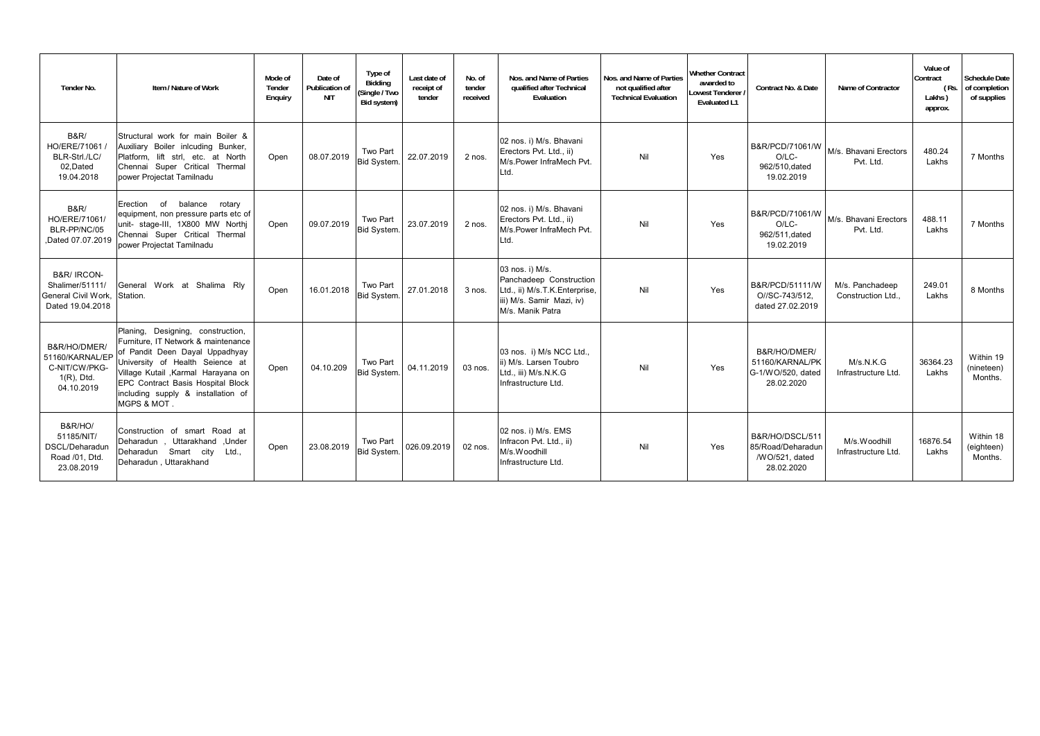| Tender No. | Item / Nature of Work | Mode of Tender Enquiry | Date of Publication of NIT | Type of Bidding (Single / Two Bid system) | Last date of receipt of tender | No. of tender received | Nos. and Name of Parties qualified after Technical Evaluation | Nos. and Name of Parties not qualified after Technical Evaluation | Whether Contract awarded to Lowest Tenderer / Evaluated L1 | Contract No. & Date | Name of Contractor | Value of Contract (Rs. Lakhs) approx. | Schedule Date of completion of supplies |
|---|---|---|---|---|---|---|---|---|---|---|---|---|---|
| B&R/ HO/ERE/71061 / BLR-Strl./LC/ 02,Dated 19.04.2018 | Structural work for main Boiler & Auxiliary Boiler inlcuding Bunker, Platform, lift strl, etc. at North Chennai Super Critical Thermal power Projectat Tamilnadu | Open | 08.07.2019 | Two Part Bid System. | 22.07.2019 | 2 nos. | 02 nos. i) M/s. Bhavani Erectors Pvt. Ltd., ii) M/s.Power InfraMech Pvt. Ltd. | Nil | Yes | B&R/PCD/71061/WO/LC-962/510,dated 19.02.2019 | M/s. Bhavani Erectors Pvt. Ltd. | 480.24 Lakhs | 7 Months |
| B&R/ HO/ERE/71061/ BLR-PP/NC/05 ,Dated 07.07.2019 | Erection of balance rotary equipment, non pressure parts etc of unit- stage-III, 1X800 MW Northj Chennai Super Critical Thermal power Projectat Tamilnadu | Open | 09.07.2019 | Two Part Bid System. | 23.07.2019 | 2 nos. | 02 nos. i) M/s. Bhavani Erectors Pvt. Ltd., ii) M/s.Power InfraMech Pvt. Ltd. | Nil | Yes | B&R/PCD/71061/WO/LC-962/511,dated 19.02.2019 | M/s. Bhavani Erectors Pvt. Ltd. | 488.11 Lakhs | 7 Months |
| B&R/ IRCON-Shalimer/51111/ General Civil Work, Dated 19.04.2018 | General Work at Shalima Rly Station. | Open | 16.01.2018 | Two Part Bid System. | 27.01.2018 | 3 nos. | 03 nos. i) M/s. Panchadeep Construction Ltd., ii) M/s.T.K.Enterprise, iii) M/s. Samir Mazi, iv) M/s. Manik Patra | Nil | Yes | B&R/PCD/51111/WO//SC-743/512, dated 27.02.2019 | M/s. Panchadeep Construction Ltd., | 249.01 Lakhs | 8 Months |
| B&R/HO/DMER/ 51160/KARNAL/EPC-NIT/CW/PKG-1(R), Dtd. 04.10.2019 | Planing, Designing, construction, Furniture, IT Network & maintenance of Pandit Deen Dayal Uppadhyay University of Health Seience at Village Kutail ,Karmal Harayana on EPC Contract Basis Hospital Block including supply & installation of MGPS & MOT . | Open | 04.10.209 | Two Part Bid System. | 04.11.2019 | 03 nos. | 03 nos. i) M/s NCC Ltd., ii) M/s. Larsen Toubro Ltd., iii) M/s.N.K.G Infrastructure Ltd. | Nil | Yes | B&R/HO/DMER/ 51160/KARNAL/PKG-1/WO/520, dated 28.02.2020 | M/s.N.K.G Infrastructure Ltd. | 36364.23 Lakhs | Within 19 (nineteen) Months. |
| B&R/HO/ 51185/NIT/ DSCL/Deharadun Road /01, Dtd. 23.08.2019 | Construction of smart Road at Deharadun , Uttarakhand ,Under Deharadun Smart city Ltd., Deharadun , Uttarakhand | Open | 23.08.2019 | Two Part Bid System. | 026.09.2019 | 02 nos. | 02 nos. i) M/s. EMS Infracon Pvt. Ltd., ii) M/s.Woodhill Infrastructure Ltd. | Nil | Yes | B&R/HO/DSCL/51185/Road/Deharadun /WO/521, dated 28.02.2020 | M/s.Woodhill Infrastructure Ltd. | 16876.54 Lakhs | Within 18 (eighteen) Months. |